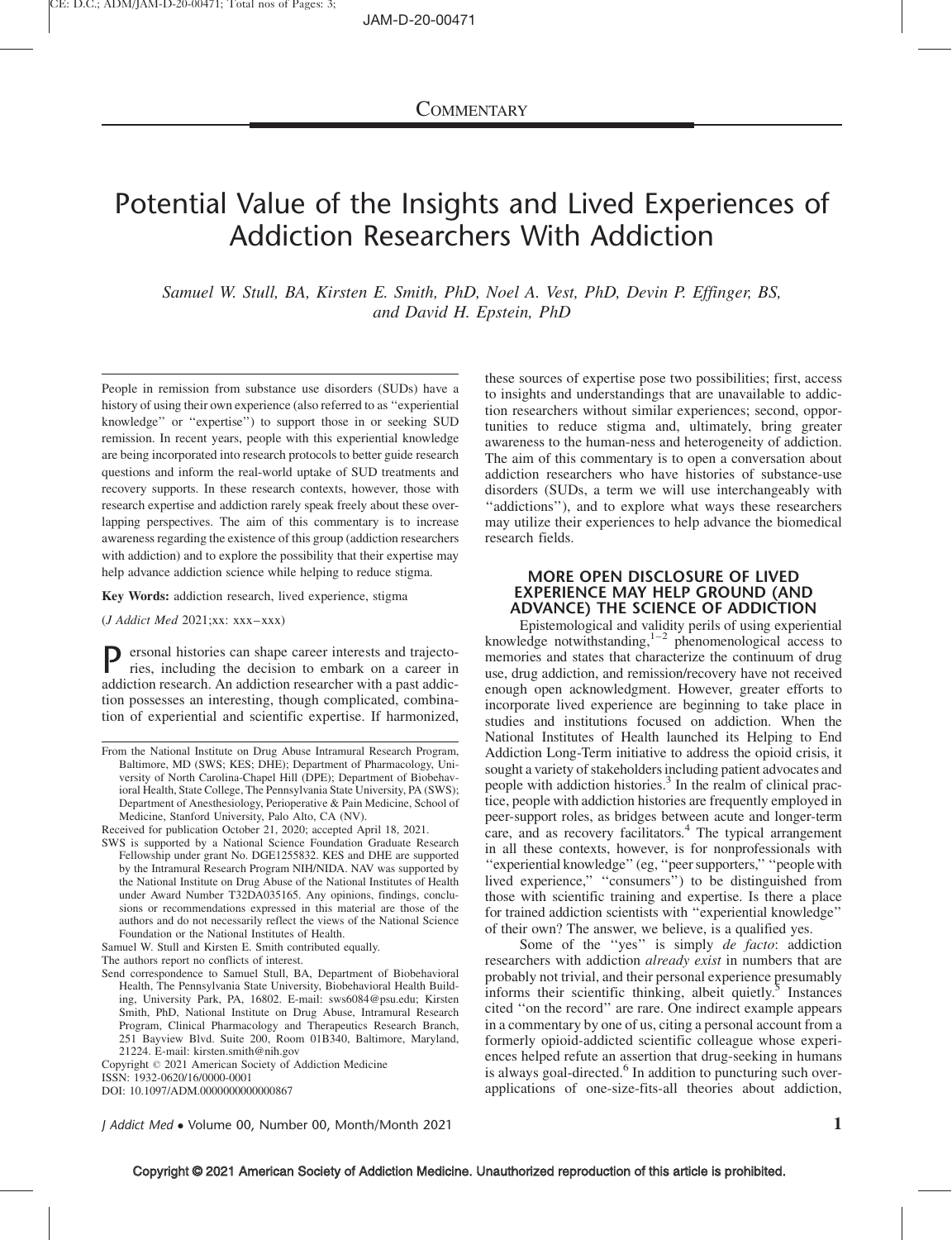COMMENTARY

# Potential Value of the Insights and Lived Experiences of Addiction Researchers With Addiction

*Samuel W. Stull, BA, Kirsten E. Smith, PhD, Noel A. Vest, PhD, Devin P. Effinger, BS, and David H. Epstein, PhD*

People in remission from substance use disorders (SUDs) have a history of using their own experience (also referred to as ''experiential knowledge'' or ''expertise'') to support those in or seeking SUD remission. In recent years, people with this experiential knowledge are being incorporated into research protocols to better guide research questions and inform the real-world uptake of SUD treatments and recovery supports. In these research contexts, however, those with research expertise and addiction rarely speak freely about these overlapping perspectives. The aim of this commentary is to increase awareness regarding the existence of this group (addiction researchers with addiction) and to explore the possibility that their expertise may help advance addiction science while helping to reduce stigma.

**Key Words:** addiction research, lived experience, stigma

(*J Addict Med* 2021;xx: xxx–xxx)

Personal histories can shape career interests and trajectories, including the decision to embark on a career in addiction research. An addiction researcher with a past addiction possesses an interesting, though complicated, combination of experiential and scientific expertise. If harmonized, these sources of expertise pose two possibilities; first, access to insights and understandings that are unavailable to addiction researchers without similar experiences; second, opportunities to reduce stigma and, ultimately, bring greater awareness to the human-ness and heterogeneity of addiction. The aim of this commentary is to open a conversation about addiction researchers who have histories of substance-use disorders (SUDs, a term we will use interchangeably with ''addictions''), and to explore what ways these researchers may utilize their experiences to help advance the biomedical research fields.

From the National Institute on Drug Abuse Intramural Research Program, Baltimore, MD (SWS; KES; DHE); Department of Pharmacology, University of North Carolina-Chapel Hill (DPE); Department of Biobehavioral Health, State College, The Pennsylvania State University, PA (SWS); Department of Anesthesiology, Perioperative & Pain Medicine, School of Medicine, Stanford University, Palo Alto, CA (NV).

Received for publication October 21, 2020; accepted April 18, 2021.

SWS is supported by a National Science Foundation Graduate Research Fellowship under grant No. DGE1255832. KES and DHE are supported by the Intramural Research Program NIH/NIDA. NAV was supported by the National Institute on Drug Abuse of the National Institutes of Health under Award Number T32DA035165. Any opinions, findings, conclusions or recommendations expressed in this material are those of the authors and do not necessarily reflect the views of the National Science Foundation or the National Institutes of Health.

Samuel W. Stull and Kirsten E. Smith contributed equally.

The authors report no conflicts of interest.

Send correspondence to Samuel Stull, BA, Department of Biobehavioral Health, The Pennsylvania State University, Biobehavioral Health Building, University Park, PA, 16802. E-mail: sws6084@psu.edu; Kirsten Smith, PhD, National Institute on Drug Abuse, Intramural Research Program, Clinical Pharmacology and Therapeutics Research Branch, 251 Bayview Blvd. Suite 200, Room 01B340, Baltimore, Maryland, 21224. E-mail: kirsten.smith@nih.gov

Copyright © 2021 American Society of Addiction Medicine

ISSN: 1932-0620/16/0000-0001

DOI: 10.1097/ADM.0000000000000867

## MORE OPEN DISCLOSURE OF LIVED EXPERIENCE MAY HELP GROUND (AND ADVANCE) THE SCIENCE OF ADDICTION

Epistemological and validity perils of using experiential knowledge notwithstanding,[1–2] phenomenological access to memories and states that characterize the continuum of drug use, drug addiction, and remission/recovery have not received enough open acknowledgment. However, greater efforts to incorporate lived experience are beginning to take place in studies and institutions focused on addiction. When the National Institutes of Health launched its Helping to End Addiction Long-Term initiative to address the opioid crisis, it sought a variety of stakeholders including patient advocates and people with addiction histories.[3] In the realm of clinical practice, people with addiction histories are frequently employed in peer-support roles, as bridges between acute and longer-term care, and as recovery facilitators.[4] The typical arrangement in all these contexts, however, is for nonprofessionals with ''experiential knowledge'' (eg, ''peer supporters,'' ''people with lived experience,'' ''consumers'') to be distinguished from those with scientific training and expertise. Is there a place for trained addiction scientists with ''experiential knowledge'' of their own? The answer, we believe, is a qualified yes.

Some of the ''yes'' is simply *de facto*: addiction researchers with addiction *already exist* in numbers that are probably not trivial, and their personal experience presumably informs their scientific thinking, albeit quietly.[5] Instances cited ''on the record'' are rare. One indirect example appears in a commentary by one of us, citing a personal account from a formerly opioid-addicted scientific colleague whose experiences helped refute an assertion that drug-seeking in humans is always goal-directed.[6] In addition to puncturing such over-applications of one-size-fits-all theories about addiction,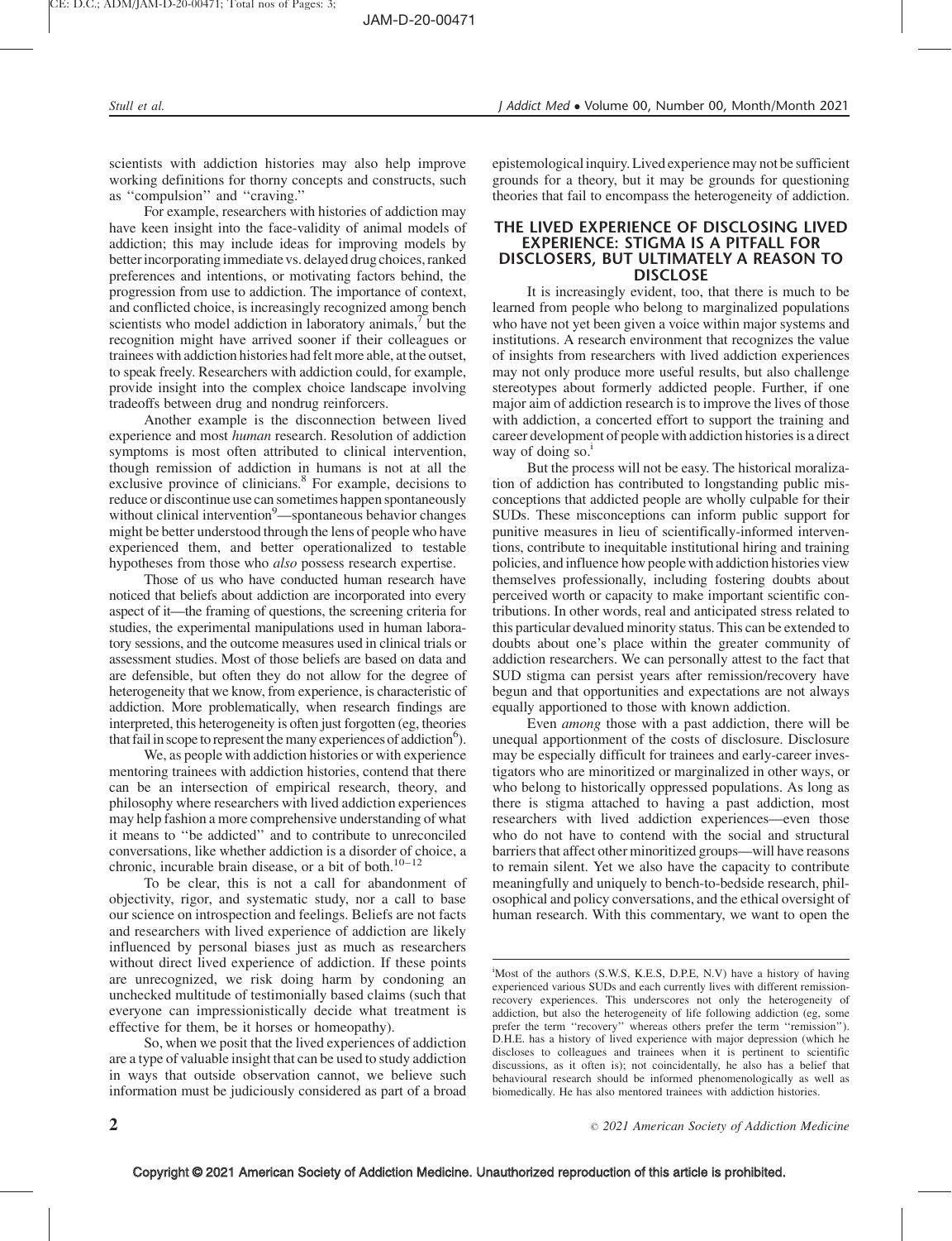scientists with addiction histories may also help improve working definitions for thorny concepts and constructs, such as ''compulsion'' and ''craving.''

For example, researchers with histories of addiction may have keen insight into the face-validity of animal models of addiction; this may include ideas for improving models by better incorporating immediate vs. delayed drug choices, ranked preferences and intentions, or motivating factors behind, the progression from use to addiction. The importance of context, and conflicted choice, is increasingly recognized among bench scientists who model addiction in laboratory animals,[7] but the recognition might have arrived sooner if their colleagues or trainees with addiction histories had felt more able, at the outset, to speak freely. Researchers with addiction could, for example, provide insight into the complex choice landscape involving tradeoffs between drug and nondrug reinforcers.

Another example is the disconnection between lived experience and most *human* research. Resolution of addiction symptoms is most often attributed to clinical intervention, though remission of addiction in humans is not at all the exclusive province of clinicians.[8] For example, decisions to reduce or discontinue use can sometimes happen spontaneously without clinical intervention[9]—spontaneous behavior changes might be better understood through the lens of people who have experienced them, and better operationalized to testable hypotheses from those who *also* possess research expertise.

Those of us who have conducted human research have noticed that beliefs about addiction are incorporated into every aspect of it—the framing of questions, the screening criteria for studies, the experimental manipulations used in human laboratory sessions, and the outcome measures used in clinical trials or assessment studies. Most of those beliefs are based on data and are defensible, but often they do not allow for the degree of heterogeneity that we know, from experience, is characteristic of addiction. More problematically, when research findings are interpreted, this heterogeneity is often just forgotten (eg, theories that fail in scope to represent the many experiences of addiction[6]).

We, as people with addiction histories or with experience mentoring trainees with addiction histories, contend that there can be an intersection of empirical research, theory, and philosophy where researchers with lived addiction experiences may help fashion a more comprehensive understanding of what it means to ''be addicted'' and to contribute to unreconciled conversations, like whether addiction is a disorder of choice, a chronic, incurable brain disease, or a bit of both.[10–12]

To be clear, this is not a call for abandonment of objectivity, rigor, and systematic study, nor a call to base our science on introspection and feelings. Beliefs are not facts and researchers with lived experience of addiction are likely influenced by personal biases just as much as researchers without direct lived experience of addiction. If these points are unrecognized, we risk doing harm by condoning an unchecked multitude of testimonially based claims (such that everyone can impressionistically decide what treatment is effective for them, be it horses or homeopathy).

So, when we posit that the lived experiences of addiction are a type of valuable insight that can be used to study addiction in ways that outside observation cannot, we believe such information must be judiciously considered as part of a broad epistemological inquiry. Lived experience may not be sufficient grounds for a theory, but it may be grounds for questioning theories that fail to encompass the heterogeneity of addiction.

## THE LIVED EXPERIENCE OF DISCLOSING LIVED EXPERIENCE: STIGMA IS A PITFALL FOR DISCLOSERS, BUT ULTIMATELY A REASON TO DISCLOSE

It is increasingly evident, too, that there is much to be learned from people who belong to marginalized populations who have not yet been given a voice within major systems and institutions. A research environment that recognizes the value of insights from researchers with lived addiction experiences may not only produce more useful results, but also challenge stereotypes about formerly addicted people. Further, if one major aim of addiction research is to improve the lives of those with addiction, a concerted effort to support the training and career development of people with addiction histories is a direct way of doing so.[i]

But the process will not be easy. The historical moralization of addiction has contributed to longstanding public misconceptions that addicted people are wholly culpable for their SUDs. These misconceptions can inform public support for punitive measures in lieu of scientifically-informed interventions, contribute to inequitable institutional hiring and training policies, and influence how people with addiction histories view themselves professionally, including fostering doubts about perceived worth or capacity to make important scientific contributions. In other words, real and anticipated stress related to this particular devalued minority status. This can be extended to doubts about one's place within the greater community of addiction researchers. We can personally attest to the fact that SUD stigma can persist years after remission/recovery have begun and that opportunities and expectations are not always equally apportioned to those with known addiction.

Even *among* those with a past addiction, there will be unequal apportionment of the costs of disclosure. Disclosure may be especially difficult for trainees and early-career investigators who are minoritized or marginalized in other ways, or who belong to historically oppressed populations. As long as there is stigma attached to having a past addiction, most researchers with lived addiction experiences—even those who do not have to contend with the social and structural barriers that affect other minoritized groups—will have reasons to remain silent. Yet we also have the capacity to contribute meaningfully and uniquely to bench-to-bedside research, philosophical and policy conversations, and the ethical oversight of human research. With this commentary, we want to open the

---

[i] Most of the authors (S.W.S, K.E.S, D.P.E, N.V) have a history of having experienced various SUDs and each currently lives with different remission-recovery experiences. This underscores not only the heterogeneity of addiction, but also the heterogeneity of life following addiction (eg, some prefer the term ''recovery'' whereas others prefer the term ''remission''). D.H.E. has a history of lived experience with major depression (which he discloses to colleagues and trainees when it is pertinent to scientific discussions, as it often is); not coincidentally, he also has a belief that behavioural research should be informed phenomenologically as well as biomedically. He has also mentored trainees with addiction histories.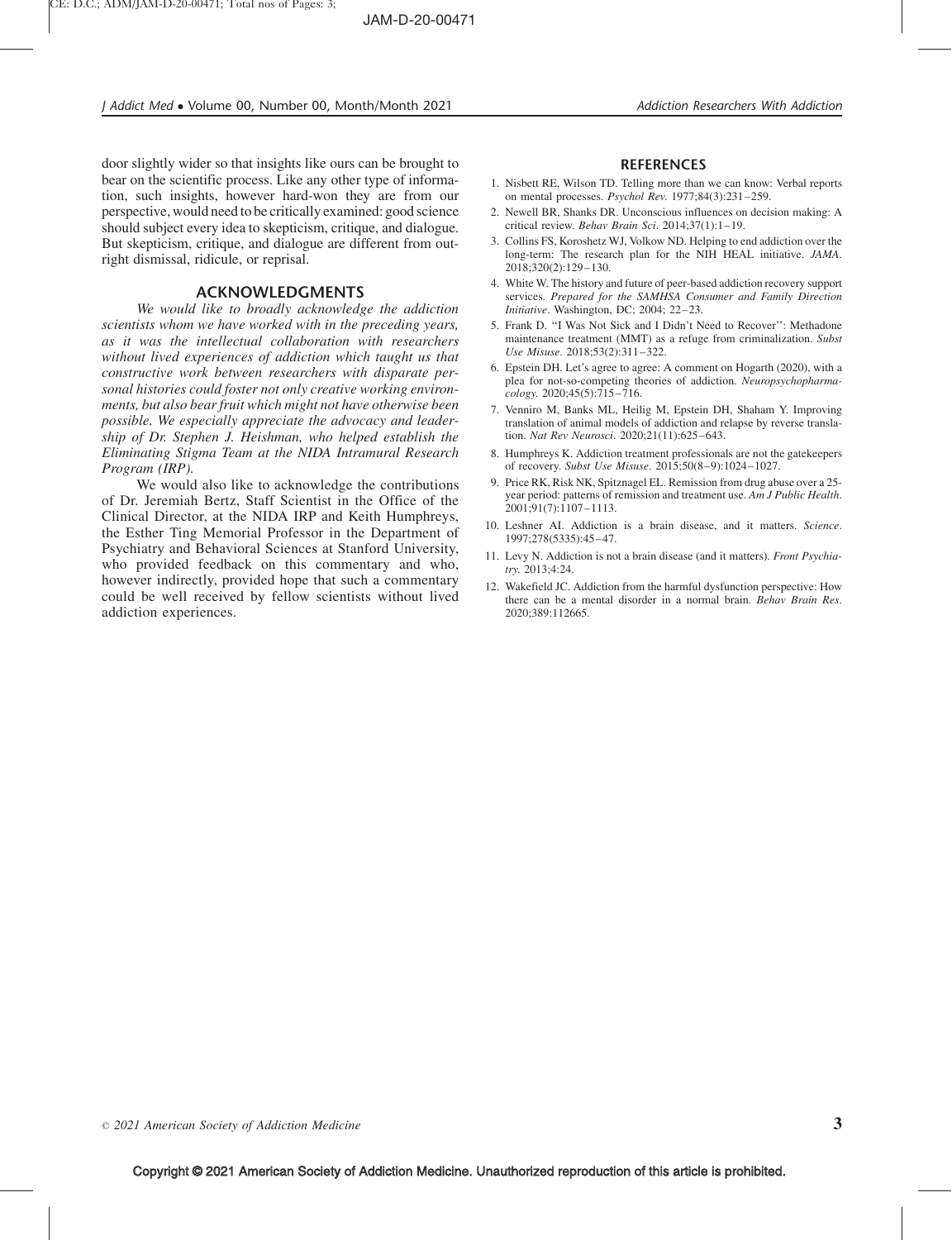door slightly wider so that insights like ours can be brought to bear on the scientific process. Like any other type of information, such insights, however hard-won they are from our perspective, would need to be critically examined: good science should subject every idea to skepticism, critique, and dialogue. But skepticism, critique, and dialogue are different from outright dismissal, ridicule, or reprisal.

## ACKNOWLEDGMENTS

*We would like to broadly acknowledge the addiction scientists whom we have worked with in the preceding years, as it was the intellectual collaboration with researchers without lived experiences of addiction which taught us that constructive work between researchers with disparate personal histories could foster not only creative working environments, but also bear fruit which might not have otherwise been possible. We especially appreciate the advocacy and leadership of Dr. Stephen J. Heishman, who helped establish the Eliminating Stigma Team at the NIDA Intramural Research Program (IRP).*

We would also like to acknowledge the contributions of Dr. Jeremiah Bertz, Staff Scientist in the Office of the Clinical Director, at the NIDA IRP and Keith Humphreys, the Esther Ting Memorial Professor in the Department of Psychiatry and Behavioral Sciences at Stanford University, who provided feedback on this commentary and who, however indirectly, provided hope that such a commentary could be well received by fellow scientists without lived addiction experiences.

## REFERENCES

1. Nisbett RE, Wilson TD. Telling more than we can know: Verbal reports on mental processes. *Psychol Rev*. 1977;84(3):231–259.
2. Newell BR, Shanks DR. Unconscious influences on decision making: A critical review. *Behav Brain Sci*. 2014;37(1):1–19.
3. Collins FS, Koroshetz WJ, Volkow ND. Helping to end addiction over the long-term: The research plan for the NIH HEAL initiative. *JAMA*. 2018;320(2):129–130.
4. White W. The history and future of peer-based addiction recovery support services. *Prepared for the SAMHSA Consumer and Family Direction Initiative*. Washington, DC; 2004; 22–23.
5. Frank D. ''I Was Not Sick and I Didn't Need to Recover'': Methadone maintenance treatment (MMT) as a refuge from criminalization. *Subst Use Misuse*. 2018;53(2):311–322.
6. Epstein DH. Let's agree to agree: A comment on Hogarth (2020), with a plea for not-so-competing theories of addiction. *Neuropsychopharmacology*. 2020;45(5):715–716.
7. Venniro M, Banks ML, Heilig M, Epstein DH, Shaham Y. Improving translation of animal models of addiction and relapse by reverse translation. *Nat Rev Neurosci*. 2020;21(11):625–643.
8. Humphreys K. Addiction treatment professionals are not the gatekeepers of recovery. *Subst Use Misuse*. 2015;50(8–9):1024–1027.
9. Price RK, Risk NK, Spitznagel EL. Remission from drug abuse over a 25-year period: patterns of remission and treatment use. *Am J Public Health*. 2001;91(7):1107–1113.
10. Leshner AI. Addiction is a brain disease, and it matters. *Science*. 1997;278(5335):45–47.
11. Levy N. Addiction is not a brain disease (and it matters). *Front Psychiatry*. 2013;4:24.
12. Wakefield JC. Addiction from the harmful dysfunction perspective: How there can be a mental disorder in a normal brain. *Behav Brain Res*. 2020;389:112665.